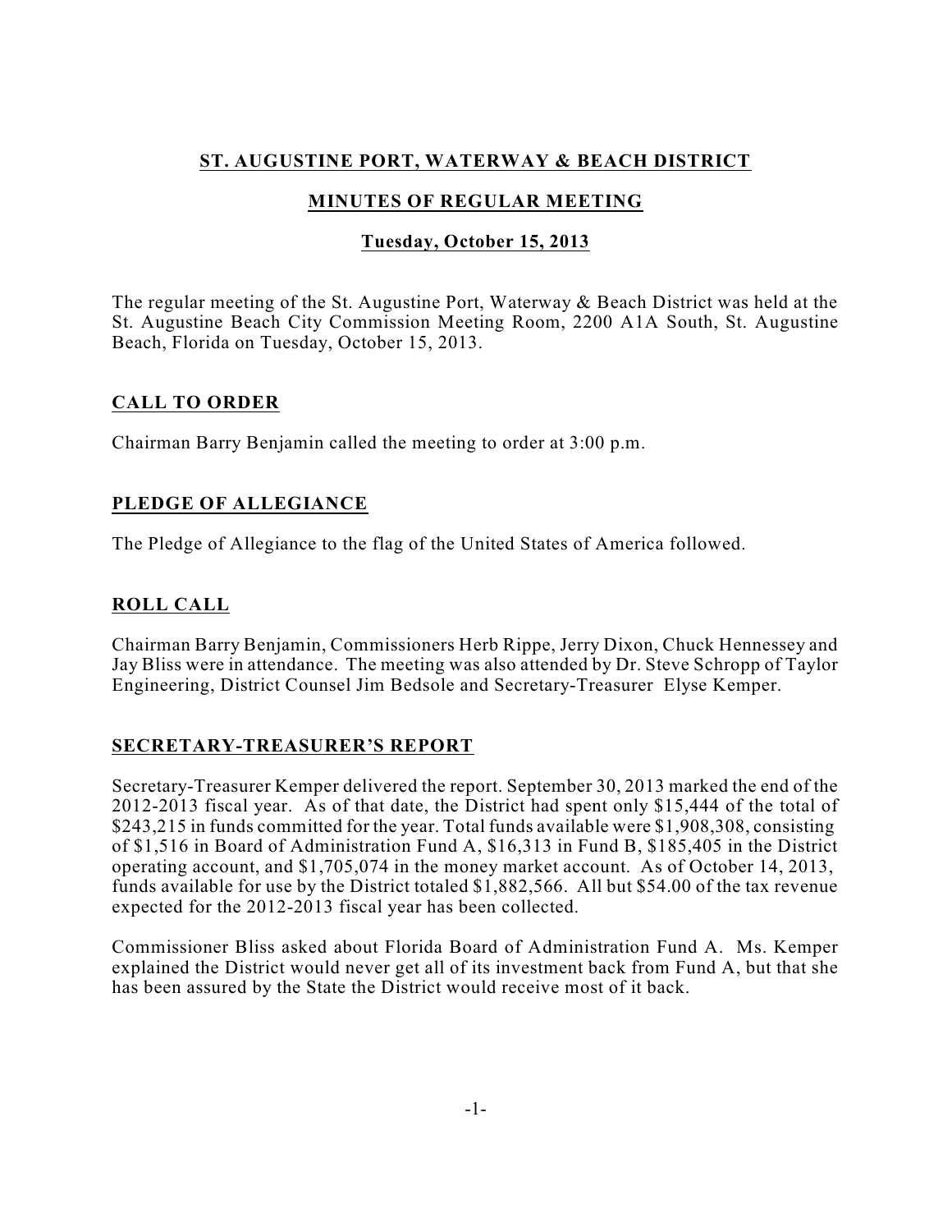# ST. AUGUSTINE PORT, WATERWAY & BEACH DISTRICT

## MINUTES OF REGULAR MEETING

### Tuesday, October 15, 2013

The regular meeting of the St. Augustine Port, Waterway & Beach District was held at the St. Augustine Beach City Commission Meeting Room, 2200 A1A South, St. Augustine Beach, Florida on Tuesday, October 15, 2013.

## CALL TO ORDER

Chairman Barry Benjamin called the meeting to order at 3:00 p.m.

## PLEDGE OF ALLEGIANCE

The Pledge of Allegiance to the flag of the United States of America followed.

## ROLL CALL

Chairman Barry Benjamin, Commissioners Herb Rippe, Jerry Dixon, Chuck Hennessey and Jay Bliss were in attendance. The meeting was also attended by Dr. Steve Schropp of Taylor Engineering, District Counsel Jim Bedsole and Secretary-Treasurer Elyse Kemper.

## SECRETARY-TREASURER'S REPORT

Secretary-Treasurer Kemper delivered the report. September 30, 2013 marked the end of the 2012-2013 fiscal year. As of that date, the District had spent only $15,444 of the total of $243,215 in funds committed for the year. Total funds available were $1,908,308, consisting of $1,516 in Board of Administration Fund A, $16,313 in Fund B, $185,405 in the District operating account, and $1,705,074 in the money market account. As of October 14, 2013, funds available for use by the District totaled $1,882,566. All but $54.00 of the tax revenue expected for the 2012-2013 fiscal year has been collected.

Commissioner Bliss asked about Florida Board of Administration Fund A. Ms. Kemper explained the District would never get all of its investment back from Fund A, but that she has been assured by the State the District would receive most of it back.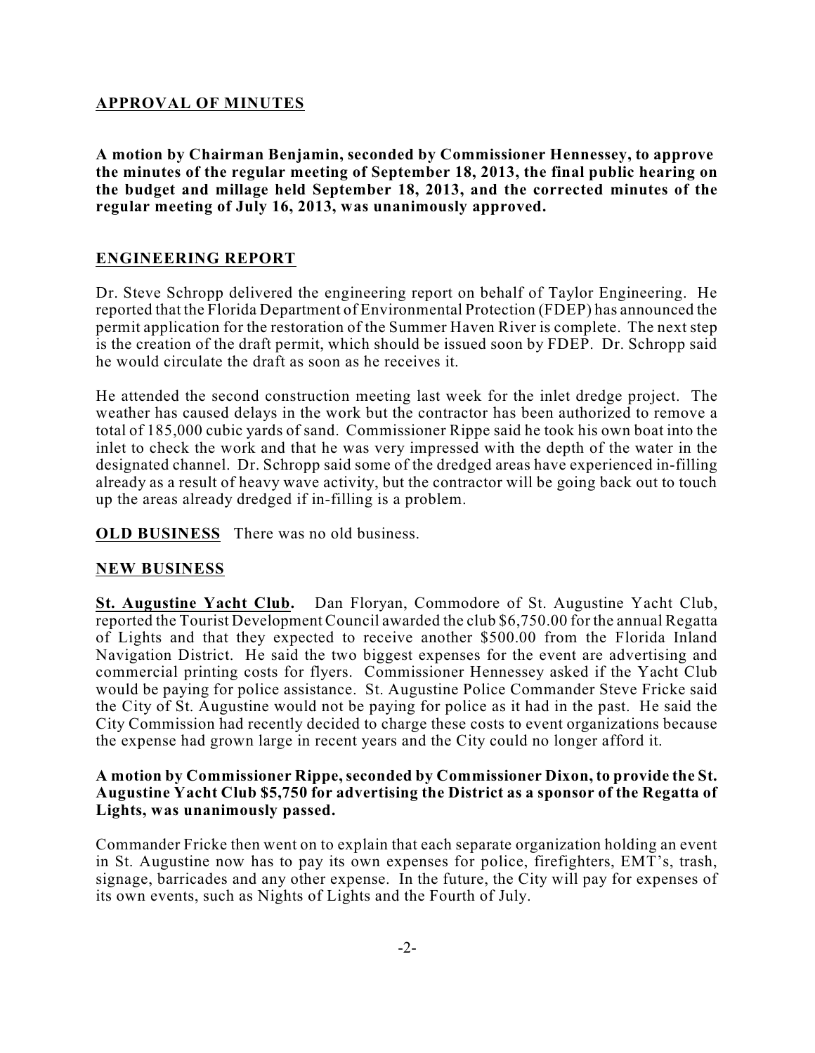## APPROVAL OF MINUTES

**A motion by Chairman Benjamin, seconded by Commissioner Hennessey, to approve the minutes of the regular meeting of September 18, 2013, the final public hearing on the budget and millage held September 18, 2013, and the corrected minutes of the regular meeting of July 16, 2013, was unanimously approved.**

## ENGINEERING REPORT

Dr. Steve Schropp delivered the engineering report on behalf of Taylor Engineering. He reported that the Florida Department of Environmental Protection (FDEP) has announced the permit application for the restoration of the Summer Haven River is complete. The next step is the creation of the draft permit, which should be issued soon by FDEP. Dr. Schropp said he would circulate the draft as soon as he receives it.

He attended the second construction meeting last week for the inlet dredge project. The weather has caused delays in the work but the contractor has been authorized to remove a total of 185,000 cubic yards of sand. Commissioner Rippe said he took his own boat into the inlet to check the work and that he was very impressed with the depth of the water in the designated channel. Dr. Schropp said some of the dredged areas have experienced in-filling already as a result of heavy wave activity, but the contractor will be going back out to touch up the areas already dredged if in-filling is a problem.

**OLD BUSINESS** There was no old business.

## NEW BUSINESS

**St. Augustine Yacht Club.** Dan Floryan, Commodore of St. Augustine Yacht Club, reported the Tourist Development Council awarded the club $6,750.00 for the annual Regatta of Lights and that they expected to receive another $500.00 from the Florida Inland Navigation District. He said the two biggest expenses for the event are advertising and commercial printing costs for flyers. Commissioner Hennessey asked if the Yacht Club would be paying for police assistance. St. Augustine Police Commander Steve Fricke said the City of St. Augustine would not be paying for police as it had in the past. He said the City Commission had recently decided to charge these costs to event organizations because the expense had grown large in recent years and the City could no longer afford it.

**A motion by Commissioner Rippe, seconded by Commissioner Dixon, to provide the St. Augustine Yacht Club $5,750 for advertising the District as a sponsor of the Regatta of Lights, was unanimously passed.**

Commander Fricke then went on to explain that each separate organization holding an event in St. Augustine now has to pay its own expenses for police, firefighters, EMT's, trash, signage, barricades and any other expense. In the future, the City will pay for expenses of its own events, such as Nights of Lights and the Fourth of July.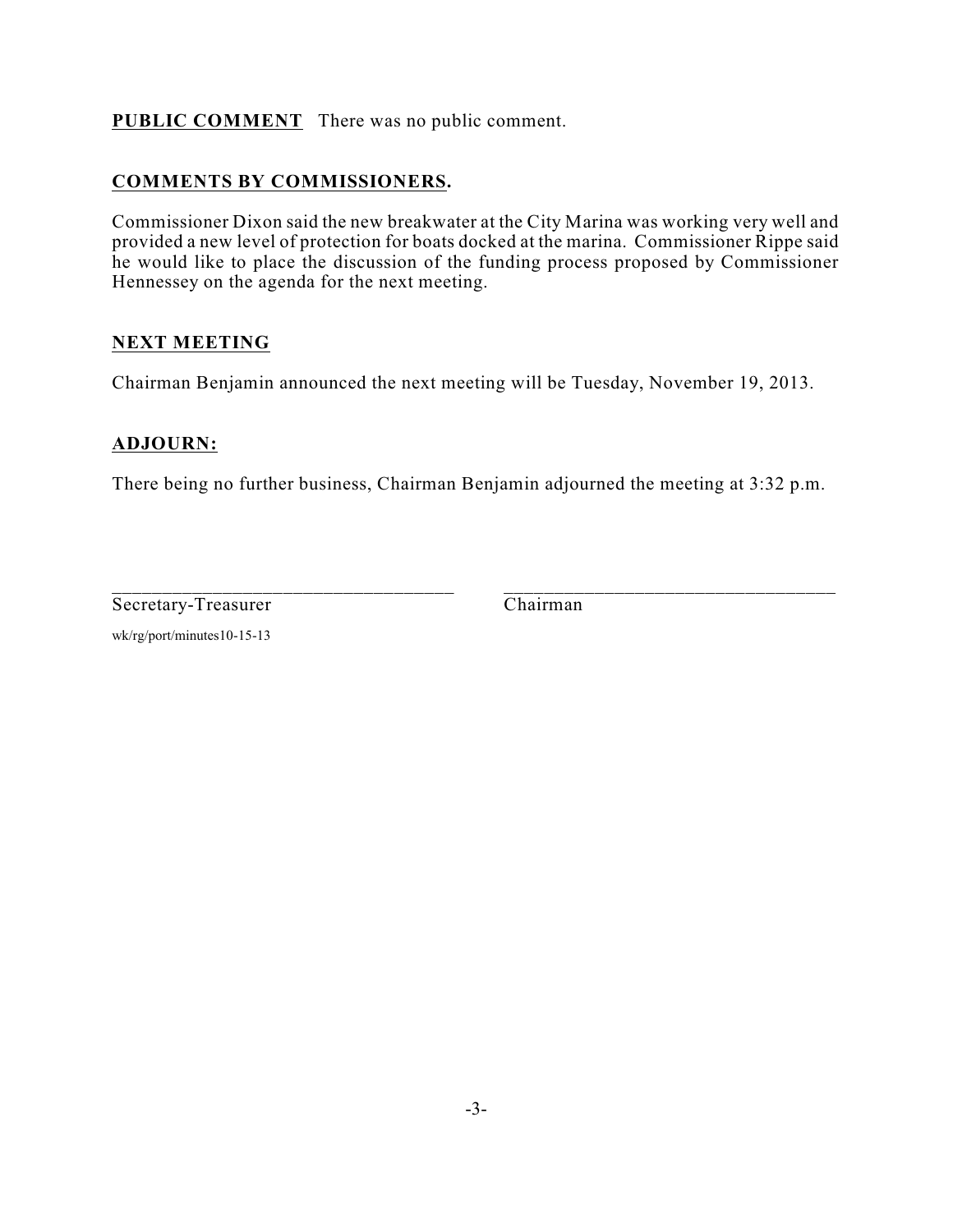**PUBLIC COMMENT** There was no public comment.

**COMMENTS BY COMMISSIONERS.**

Commissioner Dixon said the new breakwater at the City Marina was working very well and provided a new level of protection for boats docked at the marina. Commissioner Rippe said he would like to place the discussion of the funding process proposed by Commissioner Hennessey on the agenda for the next meeting.

**NEXT MEETING**

Chairman Benjamin announced the next meeting will be Tuesday, November 19, 2013.

**ADJOURN:**

There being no further business, Chairman Benjamin adjourned the meeting at 3:32 p.m.

___________________________________ ___________________________________

Secretary-Treasurer Chairman

wk/rg/port/minutes10-15-13